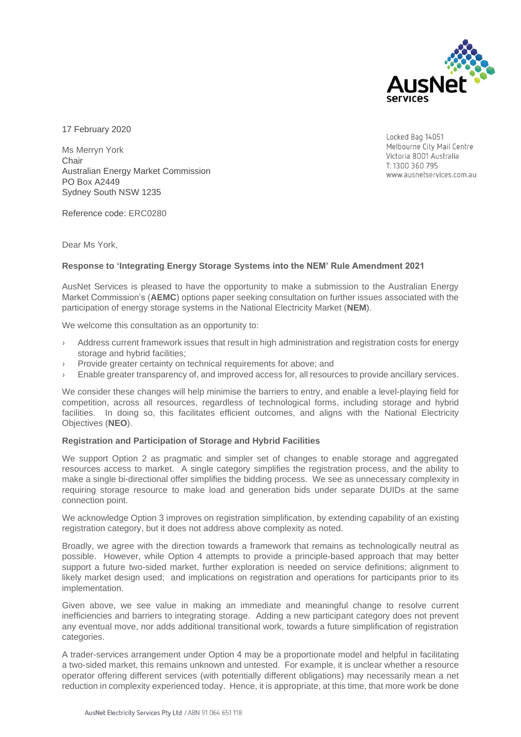AusNet services

Locked Bag 14051
Melbourne City Mail Centre
Victoria 8001 Australia
T: 1300 360 795
www.ausnetservices.com.au

17 February 2020

Ms Merryn York
Chair
Australian Energy Market Commission
PO Box A2449
Sydney South NSW 1235

Reference code: ERC0280

Dear Ms York,

**Response to 'Integrating Energy Storage Systems into the NEM' Rule Amendment 2021**

AusNet Services is pleased to have the opportunity to make a submission to the Australian Energy Market Commission's (**AEMC**) options paper seeking consultation on further issues associated with the participation of energy storage systems in the National Electricity Market (**NEM**).

We welcome this consultation as an opportunity to:

- Address current framework issues that result in high administration and registration costs for energy storage and hybrid facilities;
- Provide greater certainty on technical requirements for above; and
- Enable greater transparency of, and improved access for, all resources to provide ancillary services.

We consider these changes will help minimise the barriers to entry, and enable a level-playing field for competition, across all resources, regardless of technological forms, including storage and hybrid facilities. In doing so, this facilitates efficient outcomes, and aligns with the National Electricity Objectives (**NEO**).

**Registration and Participation of Storage and Hybrid Facilities**

We support Option 2 as pragmatic and simpler set of changes to enable storage and aggregated resources access to market. A single category simplifies the registration process, and the ability to make a single bi-directional offer simplifies the bidding process. We see as unnecessary complexity in requiring storage resource to make load and generation bids under separate DUIDs at the same connection point.

We acknowledge Option 3 improves on registration simplification, by extending capability of an existing registration category, but it does not address above complexity as noted.

Broadly, we agree with the direction towards a framework that remains as technologically neutral as possible. However, while Option 4 attempts to provide a principle-based approach that may better support a future two-sided market, further exploration is needed on service definitions; alignment to likely market design used; and implications on registration and operations for participants prior to its implementation.

Given above, we see value in making an immediate and meaningful change to resolve current inefficiencies and barriers to integrating storage. Adding a new participant category does not prevent any eventual move, nor adds additional transitional work, towards a future simplification of registration categories.

A trader-services arrangement under Option 4 may be a proportionate model and helpful in facilitating a two-sided market, this remains unknown and untested. For example, it is unclear whether a resource operator offering different services (with potentially different obligations) may necessarily mean a net reduction in complexity experienced today. Hence, it is appropriate, at this time, that more work be done

AusNet Electricity Services Pty Ltd / ABN 91 064 651 118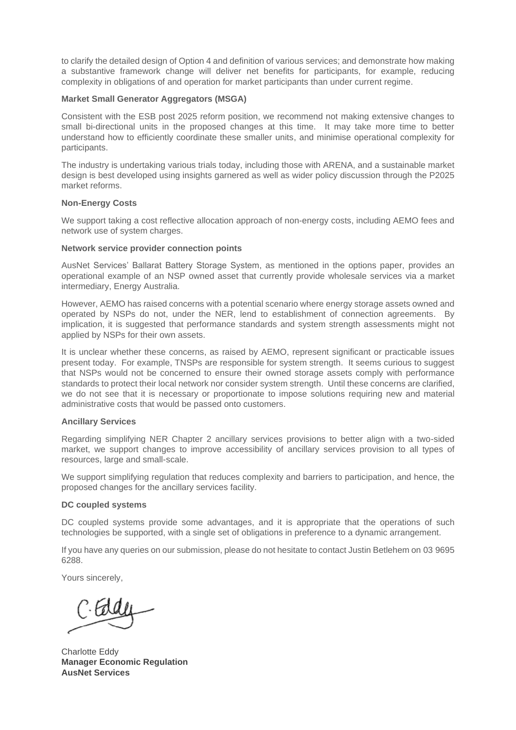to clarify the detailed design of Option 4 and definition of various services; and demonstrate how making a substantive framework change will deliver net benefits for participants, for example, reducing complexity in obligations of and operation for market participants than under current regime.

**Market Small Generator Aggregators (MSGA)**

Consistent with the ESB post 2025 reform position, we recommend not making extensive changes to small bi-directional units in the proposed changes at this time. It may take more time to better understand how to efficiently coordinate these smaller units, and minimise operational complexity for participants.

The industry is undertaking various trials today, including those with ARENA, and a sustainable market design is best developed using insights garnered as well as wider policy discussion through the P2025 market reforms.

**Non-Energy Costs**

We support taking a cost reflective allocation approach of non-energy costs, including AEMO fees and network use of system charges.

**Network service provider connection points**

AusNet Services' Ballarat Battery Storage System, as mentioned in the options paper, provides an operational example of an NSP owned asset that currently provide wholesale services via a market intermediary, Energy Australia.

However, AEMO has raised concerns with a potential scenario where energy storage assets owned and operated by NSPs do not, under the NER, lend to establishment of connection agreements. By implication, it is suggested that performance standards and system strength assessments might not applied by NSPs for their own assets.

It is unclear whether these concerns, as raised by AEMO, represent significant or practicable issues present today. For example, TNSPs are responsible for system strength. It seems curious to suggest that NSPs would not be concerned to ensure their owned storage assets comply with performance standards to protect their local network nor consider system strength. Until these concerns are clarified, we do not see that it is necessary or proportionate to impose solutions requiring new and material administrative costs that would be passed onto customers.

**Ancillary Services**

Regarding simplifying NER Chapter 2 ancillary services provisions to better align with a two-sided market, we support changes to improve accessibility of ancillary services provision to all types of resources, large and small-scale.

We support simplifying regulation that reduces complexity and barriers to participation, and hence, the proposed changes for the ancillary services facility.

**DC coupled systems**

DC coupled systems provide some advantages, and it is appropriate that the operations of such technologies be supported, with a single set of obligations in preference to a dynamic arrangement.

If you have any queries on our submission, please do not hesitate to contact Justin Betlehem on 03 9695 6288.

Yours sincerely,

C. Eddy

Charlotte Eddy
**Manager Economic Regulation**
**AusNet Services**